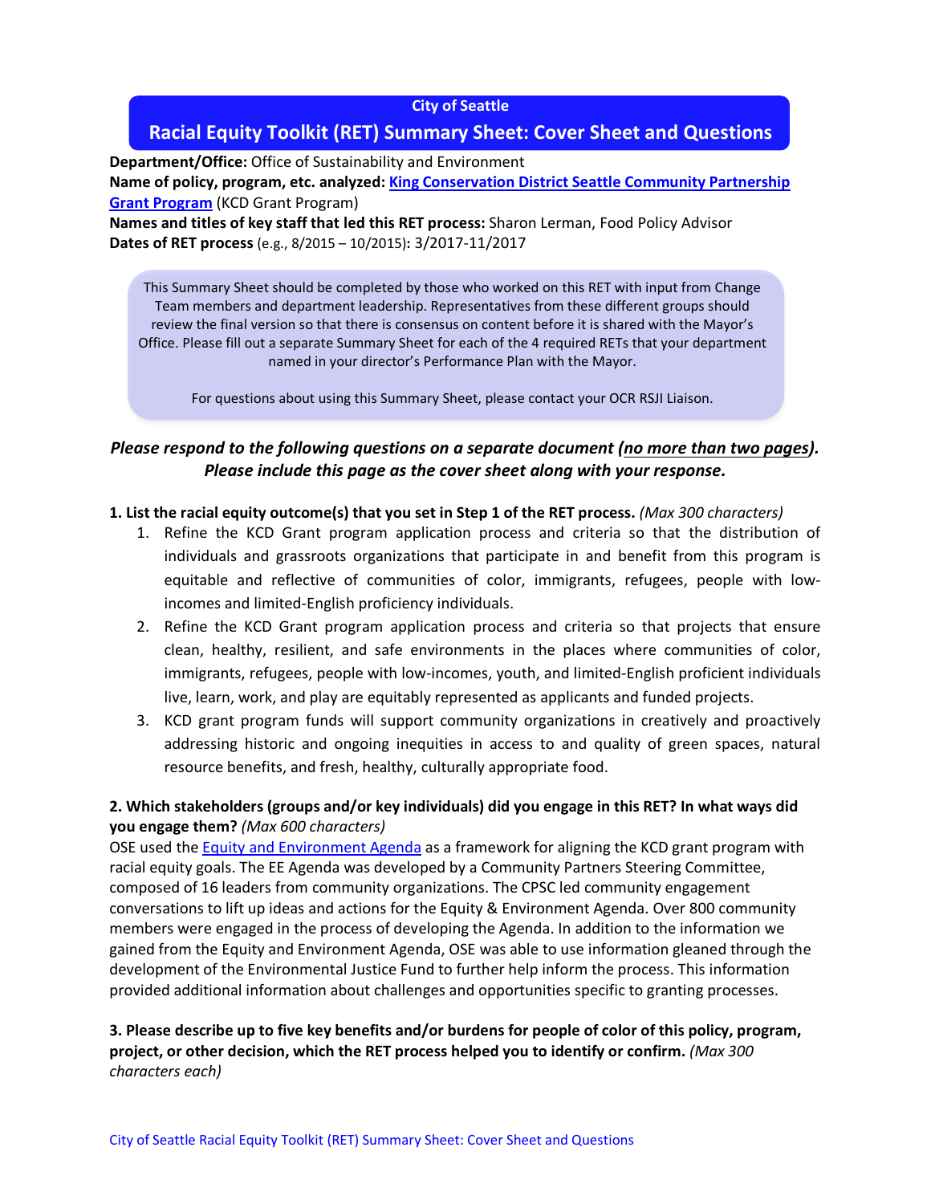City of Seattle

# Racial Equity Toolkit (RET) Summary Sheet: Cover Sheet and Questions

**Department/Office:** Office of Sustainability and Environment
**Name of policy, program, etc. analyzed:** King Conservation District Seattle Community Partnership Grant Program (KCD Grant Program)
**Names and titles of key staff that led this RET process:** Sharon Lerman, Food Policy Advisor
**Dates of RET process** (e.g., 8/2015 – 10/2015)**:** 3/2017-11/2017

This Summary Sheet should be completed by those who worked on this RET with input from Change Team members and department leadership. Representatives from these different groups should review the final version so that there is consensus on content before it is shared with the Mayor's Office. Please fill out a separate Summary Sheet for each of the 4 required RETs that your department named in your director's Performance Plan with the Mayor.

For questions about using this Summary Sheet, please contact your OCR RSJI Liaison.

***Please respond to the following questions on a separate document (no more than two pages). Please include this page as the cover sheet along with your response.***

**1. List the racial equity outcome(s) that you set in Step 1 of the RET process.** *(Max 300 characters)*

1. Refine the KCD Grant program application process and criteria so that the distribution of individuals and grassroots organizations that participate in and benefit from this program is equitable and reflective of communities of color, immigrants, refugees, people with low-incomes and limited-English proficiency individuals.
2. Refine the KCD Grant program application process and criteria so that projects that ensure clean, healthy, resilient, and safe environments in the places where communities of color, immigrants, refugees, people with low-incomes, youth, and limited-English proficient individuals live, learn, work, and play are equitably represented as applicants and funded projects.
3. KCD grant program funds will support community organizations in creatively and proactively addressing historic and ongoing inequities in access to and quality of green spaces, natural resource benefits, and fresh, healthy, culturally appropriate food.

**2. Which stakeholders (groups and/or key individuals) did you engage in this RET? In what ways did you engage them?** *(Max 600 characters)*

OSE used the Equity and Environment Agenda as a framework for aligning the KCD grant program with racial equity goals. The EE Agenda was developed by a Community Partners Steering Committee, composed of 16 leaders from community organizations. The CPSC led community engagement conversations to lift up ideas and actions for the Equity & Environment Agenda. Over 800 community members were engaged in the process of developing the Agenda. In addition to the information we gained from the Equity and Environment Agenda, OSE was able to use information gleaned through the development of the Environmental Justice Fund to further help inform the process. This information provided additional information about challenges and opportunities specific to granting processes.

**3. Please describe up to five key benefits and/or burdens for people of color of this policy, program, project, or other decision, which the RET process helped you to identify or confirm.** *(Max 300 characters each)*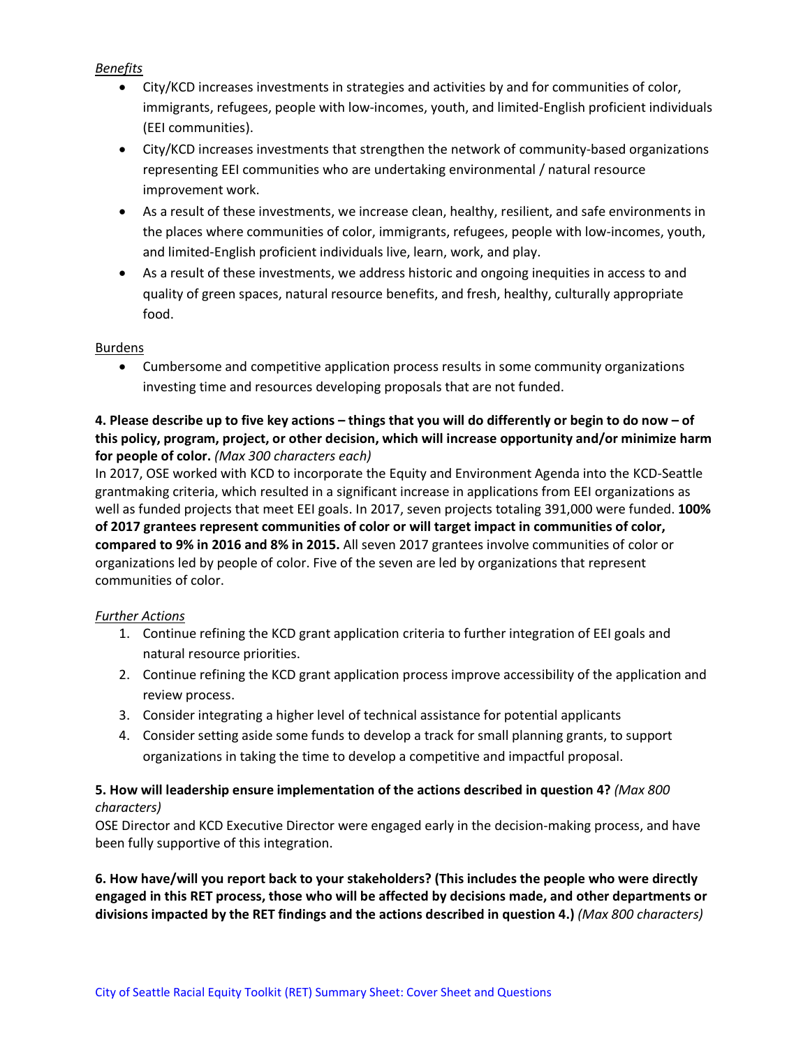*Benefits*

- City/KCD increases investments in strategies and activities by and for communities of color, immigrants, refugees, people with low-incomes, youth, and limited-English proficient individuals (EEI communities).
- City/KCD increases investments that strengthen the network of community-based organizations representing EEI communities who are undertaking environmental / natural resource improvement work.
- As a result of these investments, we increase clean, healthy, resilient, and safe environments in the places where communities of color, immigrants, refugees, people with low-incomes, youth, and limited-English proficient individuals live, learn, work, and play.
- As a result of these investments, we address historic and ongoing inequities in access to and quality of green spaces, natural resource benefits, and fresh, healthy, culturally appropriate food.

Burdens

- Cumbersome and competitive application process results in some community organizations investing time and resources developing proposals that are not funded.

**4. Please describe up to five key actions – things that you will do differently or begin to do now – of this policy, program, project, or other decision, which will increase opportunity and/or minimize harm for people of color.** *(Max 300 characters each)*

In 2017, OSE worked with KCD to incorporate the Equity and Environment Agenda into the KCD-Seattle grantmaking criteria, which resulted in a significant increase in applications from EEI organizations as well as funded projects that meet EEI goals. In 2017, seven projects totaling 391,000 were funded. **100% of 2017 grantees represent communities of color or will target impact in communities of color, compared to 9% in 2016 and 8% in 2015.** All seven 2017 grantees involve communities of color or organizations led by people of color. Five of the seven are led by organizations that represent communities of color.

*Further Actions*

1. Continue refining the KCD grant application criteria to further integration of EEI goals and natural resource priorities.
2. Continue refining the KCD grant application process improve accessibility of the application and review process.
3. Consider integrating a higher level of technical assistance for potential applicants
4. Consider setting aside some funds to develop a track for small planning grants, to support organizations in taking the time to develop a competitive and impactful proposal.

**5. How will leadership ensure implementation of the actions described in question 4?** *(Max 800 characters)*

OSE Director and KCD Executive Director were engaged early in the decision-making process, and have been fully supportive of this integration.

**6. How have/will you report back to your stakeholders? (This includes the people who were directly engaged in this RET process, those who will be affected by decisions made, and other departments or divisions impacted by the RET findings and the actions described in question 4.)** *(Max 800 characters)*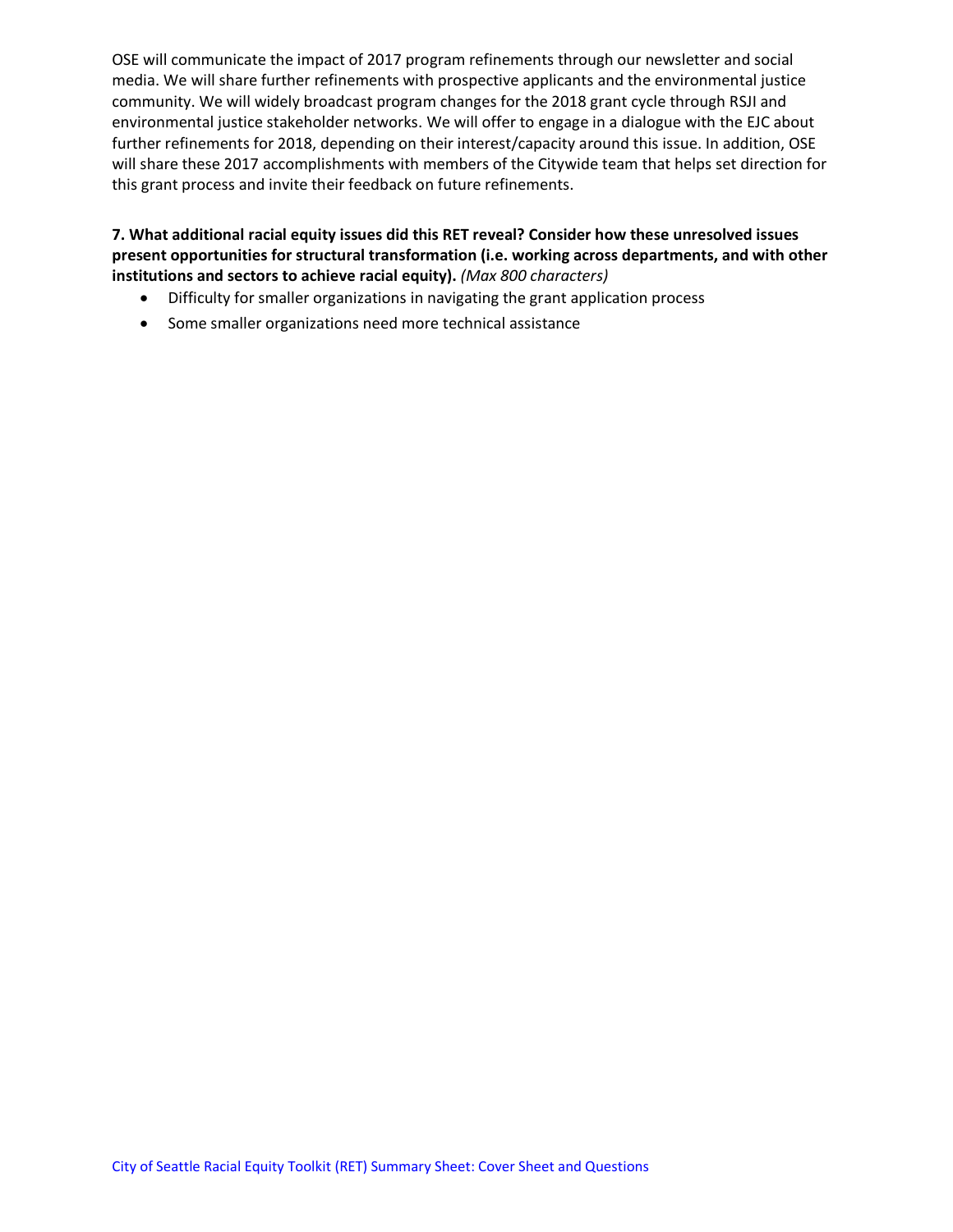OSE will communicate the impact of 2017 program refinements through our newsletter and social media. We will share further refinements with prospective applicants and the environmental justice community. We will widely broadcast program changes for the 2018 grant cycle through RSJI and environmental justice stakeholder networks. We will offer to engage in a dialogue with the EJC about further refinements for 2018, depending on their interest/capacity around this issue. In addition, OSE will share these 2017 accomplishments with members of the Citywide team that helps set direction for this grant process and invite their feedback on future refinements.

**7. What additional racial equity issues did this RET reveal? Consider how these unresolved issues present opportunities for structural transformation (i.e. working across departments, and with other institutions and sectors to achieve racial equity).** *(Max 800 characters)*

- Difficulty for smaller organizations in navigating the grant application process
- Some smaller organizations need more technical assistance